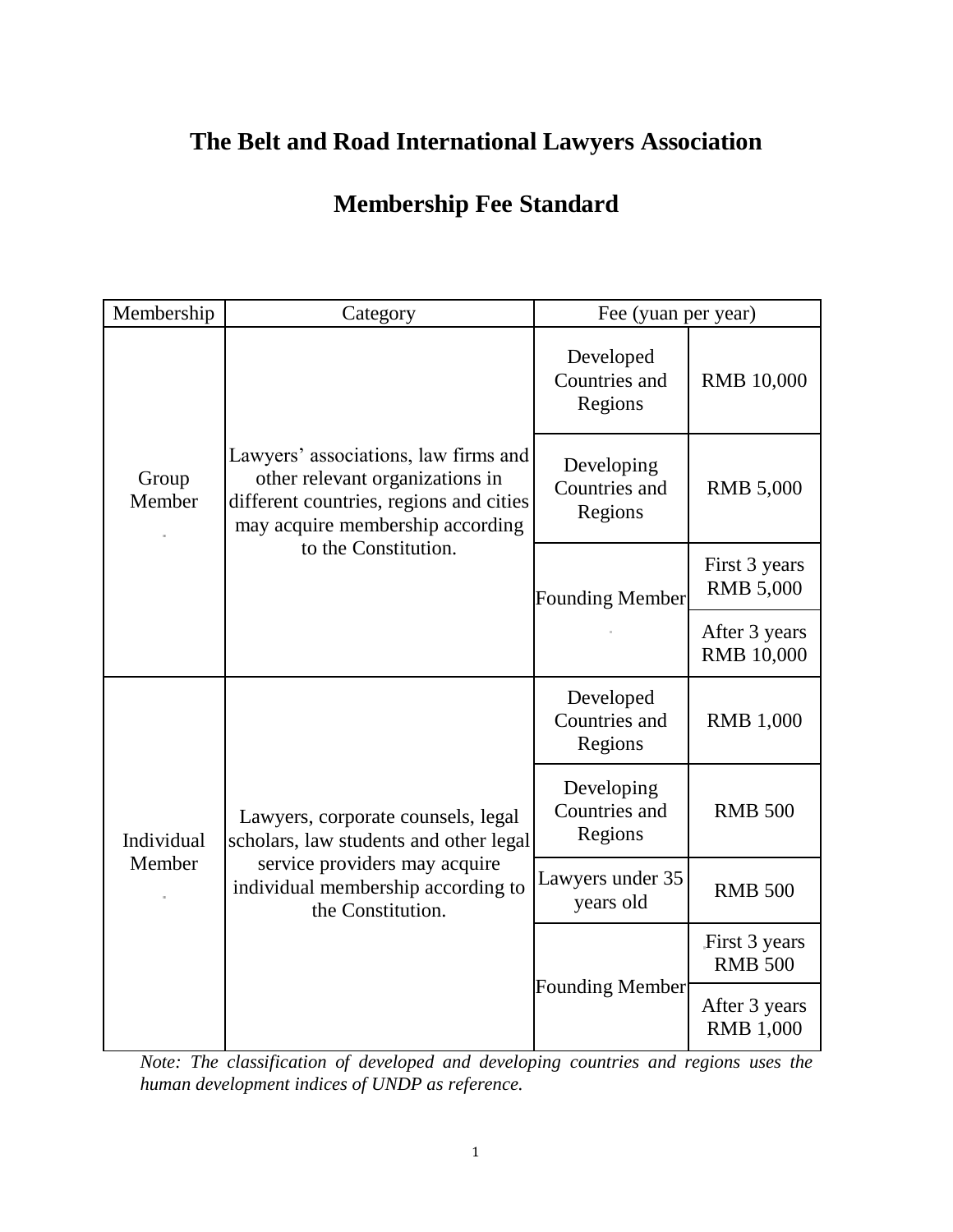# The Belt and Road International Lawyers Association

# Membership Fee Standard

| Membership | Category | Fee (yuan per year) | |
|---|---|---|---|
| Group Member | Lawyers' associations, law firms and other relevant organizations in different countries, regions and cities may acquire membership according to the Constitution. | Developed Countries and Regions | RMB 10,000 |
| | | Developing Countries and Regions | RMB 5,000 |
| | | Founding Member | First 3 years RMB 5,000 |
| | | | After 3 years RMB 10,000 |
| Individual Member | Lawyers, corporate counsels, legal scholars, law students and other legal service providers may acquire individual membership according to the Constitution. | Developed Countries and Regions | RMB 1,000 |
| | | Developing Countries and Regions | RMB 500 |
| | | Lawyers under 35 years old | RMB 500 |
| | | Founding Member | First 3 years RMB 500 |
| | | | After 3 years RMB 1,000 |

*Note: The classification of developed and developing countries and regions uses the human development indices of UNDP as reference.*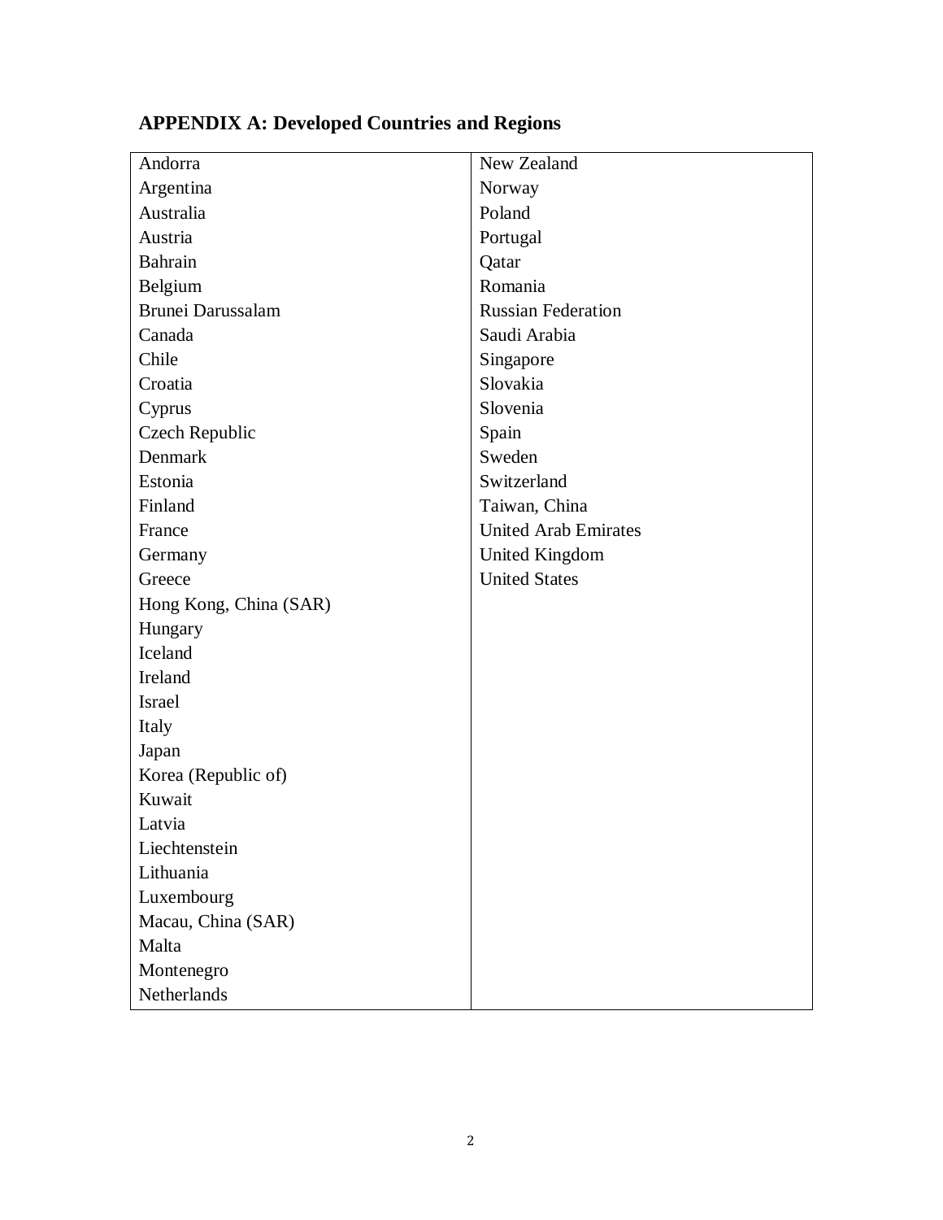## APPENDIX A: Developed Countries and Regions

| | |
|---|---|
| Andorra | New Zealand |
| Argentina | Norway |
| Australia | Poland |
| Austria | Portugal |
| Bahrain | Qatar |
| Belgium | Romania |
| Brunei Darussalam | Russian Federation |
| Canada | Saudi Arabia |
| Chile | Singapore |
| Croatia | Slovakia |
| Cyprus | Slovenia |
| Czech Republic | Spain |
| Denmark | Sweden |
| Estonia | Switzerland |
| Finland | Taiwan, China |
| France | United Arab Emirates |
| Germany | United Kingdom |
| Greece | United States |
| Hong Kong, China (SAR) | |
| Hungary | |
| Iceland | |
| Ireland | |
| Israel | |
| Italy | |
| Japan | |
| Korea (Republic of) | |
| Kuwait | |
| Latvia | |
| Liechtenstein | |
| Lithuania | |
| Luxembourg | |
| Macau, China (SAR) | |
| Malta | |
| Montenegro | |
| Netherlands | |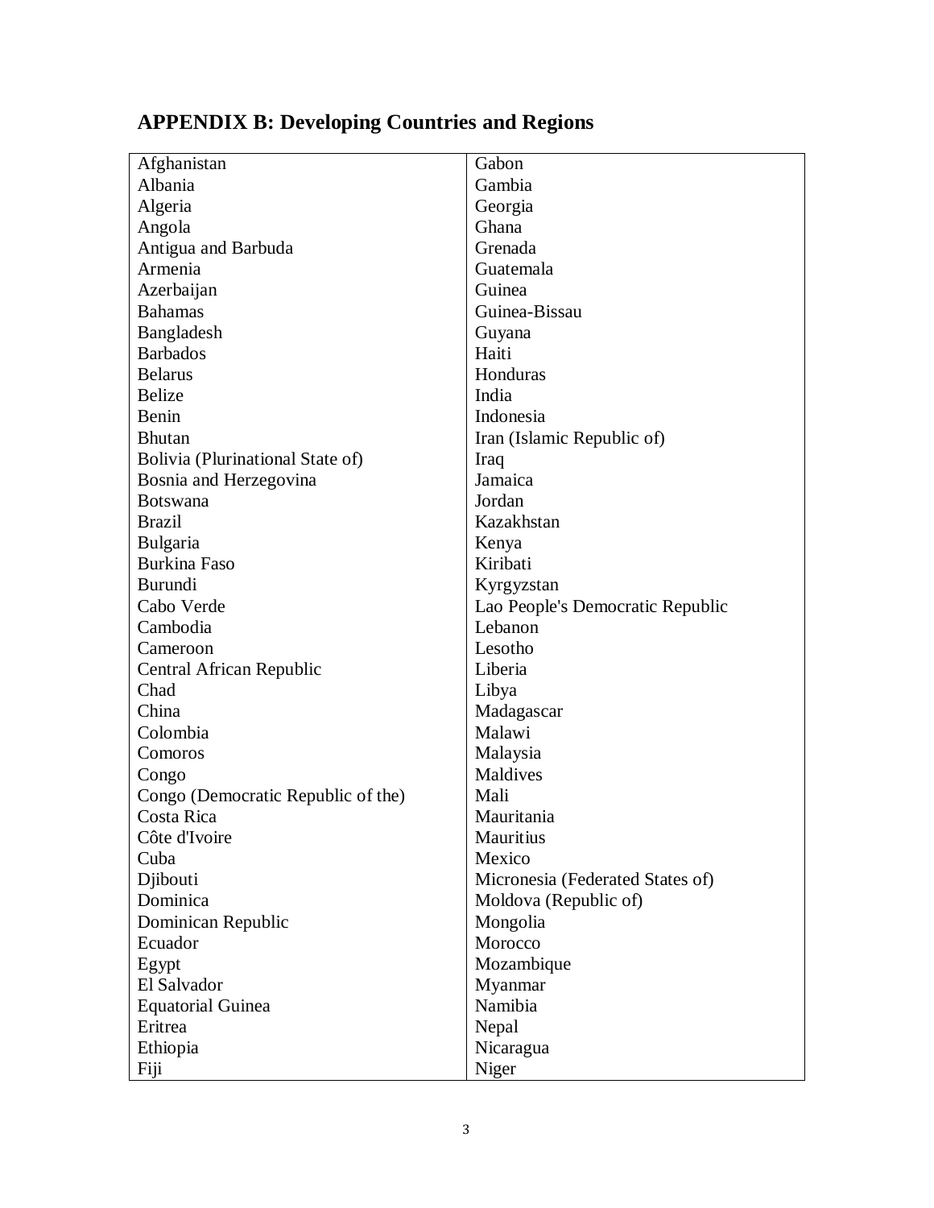## APPENDIX B: Developing Countries and Regions

| | |
|---|---|
| Afghanistan | Gabon |
| Albania | Gambia |
| Algeria | Georgia |
| Angola | Ghana |
| Antigua and Barbuda | Grenada |
| Armenia | Guatemala |
| Azerbaijan | Guinea |
| Bahamas | Guinea-Bissau |
| Bangladesh | Guyana |
| Barbados | Haiti |
| Belarus | Honduras |
| Belize | India |
| Benin | Indonesia |
| Bhutan | Iran (Islamic Republic of) |
| Bolivia (Plurinational State of) | Iraq |
| Bosnia and Herzegovina | Jamaica |
| Botswana | Jordan |
| Brazil | Kazakhstan |
| Bulgaria | Kenya |
| Burkina Faso | Kiribati |
| Burundi | Kyrgyzstan |
| Cabo Verde | Lao People's Democratic Republic |
| Cambodia | Lebanon |
| Cameroon | Lesotho |
| Central African Republic | Liberia |
| Chad | Libya |
| China | Madagascar |
| Colombia | Malawi |
| Comoros | Malaysia |
| Congo | Maldives |
| Congo (Democratic Republic of the) | Mali |
| Costa Rica | Mauritania |
| Côte d'Ivoire | Mauritius |
| Cuba | Mexico |
| Djibouti | Micronesia (Federated States of) |
| Dominica | Moldova (Republic of) |
| Dominican Republic | Mongolia |
| Ecuador | Morocco |
| Egypt | Mozambique |
| El Salvador | Myanmar |
| Equatorial Guinea | Namibia |
| Eritrea | Nepal |
| Ethiopia | Nicaragua |
| Fiji | Niger |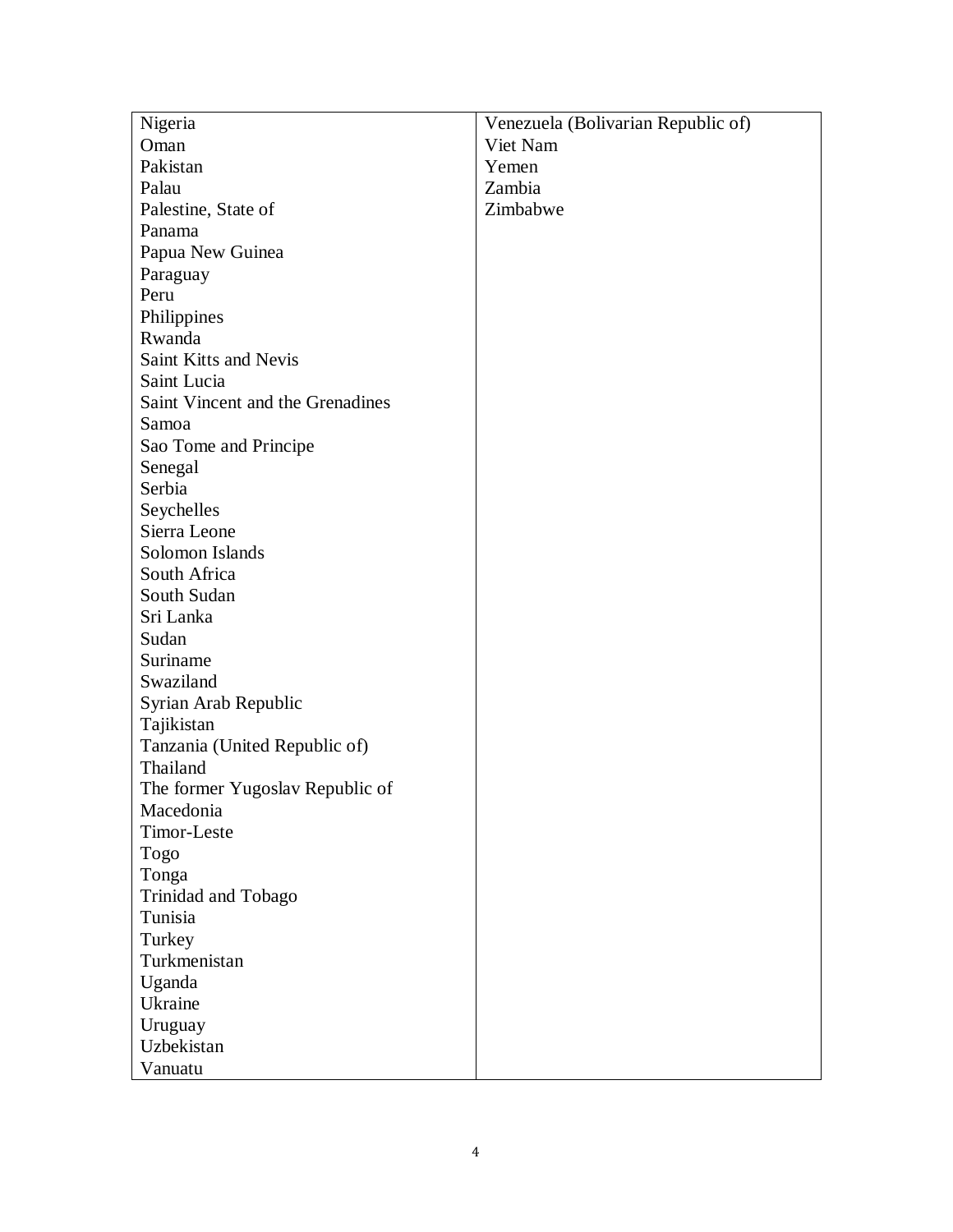| | |
|---|---|
| Nigeria<br>Oman<br>Pakistan<br>Palau<br>Palestine, State of<br>Panama<br>Papua New Guinea<br>Paraguay<br>Peru<br>Philippines<br>Rwanda<br>Saint Kitts and Nevis<br>Saint Lucia<br>Saint Vincent and the Grenadines<br>Samoa<br>Sao Tome and Principe<br>Senegal<br>Serbia<br>Seychelles<br>Sierra Leone<br>Solomon Islands<br>South Africa<br>South Sudan<br>Sri Lanka<br>Sudan<br>Suriname<br>Swaziland<br>Syrian Arab Republic<br>Tajikistan<br>Tanzania (United Republic of)<br>Thailand<br>The former Yugoslav Republic of Macedonia<br>Timor-Leste<br>Togo<br>Tonga<br>Trinidad and Tobago<br>Tunisia<br>Turkey<br>Turkmenistan<br>Uganda<br>Ukraine<br>Uruguay<br>Uzbekistan<br>Vanuatu | Venezuela (Bolivarian Republic of)<br>Viet Nam<br>Yemen<br>Zambia<br>Zimbabwe |